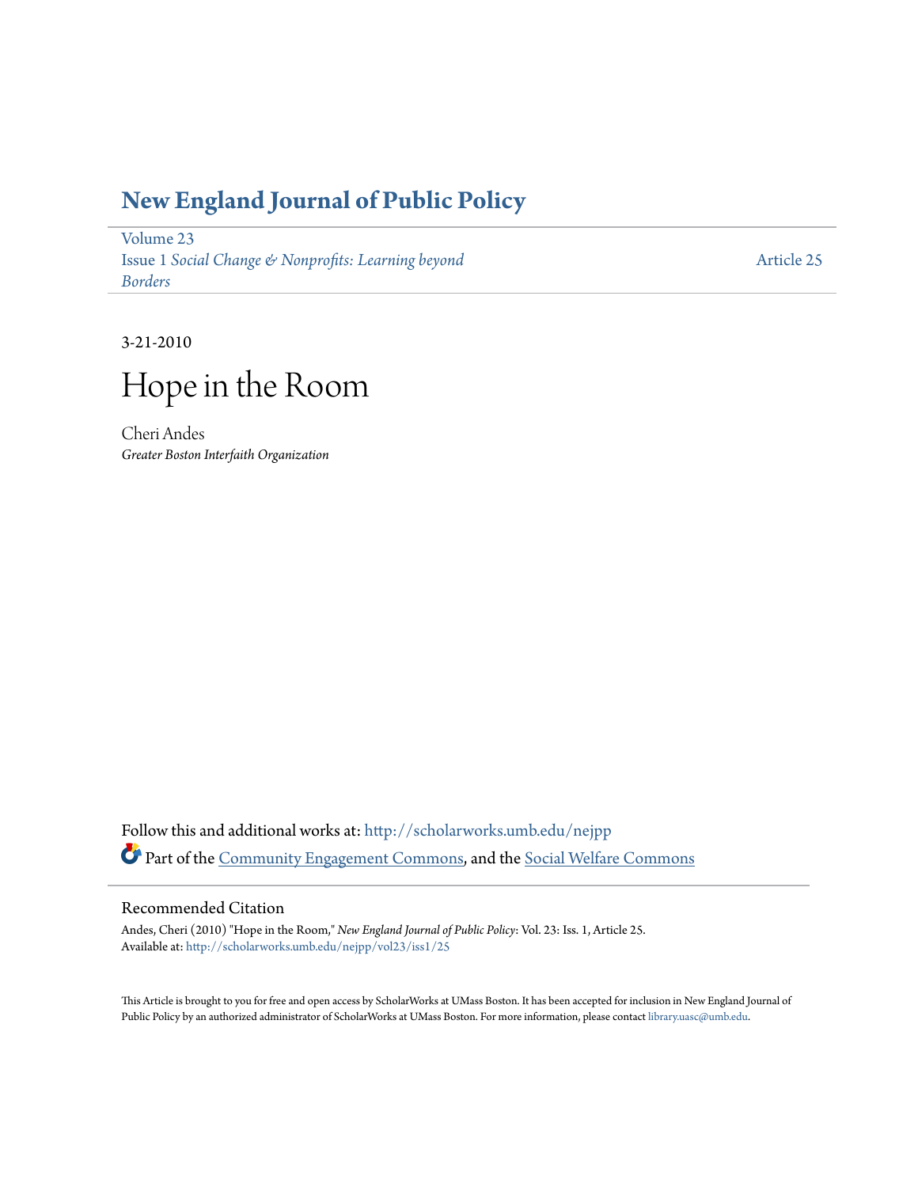# New England Journal of Public Policy

Volume 23
Issue 1 *Social Change & Nonprofits: Learning beyond Borders*

Article 25

3-21-2010

# Hope in the Room

Cheri Andes
*Greater Boston Interfaith Organization*

Follow this and additional works at: http://scholarworks.umb.edu/nejpp

Part of the Community Engagement Commons, and the Social Welfare Commons

## Recommended Citation

Andes, Cheri (2010) "Hope in the Room," *New England Journal of Public Policy*: Vol. 23: Iss. 1, Article 25.
Available at: http://scholarworks.umb.edu/nejpp/vol23/iss1/25

This Article is brought to you for free and open access by ScholarWorks at UMass Boston. It has been accepted for inclusion in New England Journal of Public Policy by an authorized administrator of ScholarWorks at UMass Boston. For more information, please contact library.uasc@umb.edu.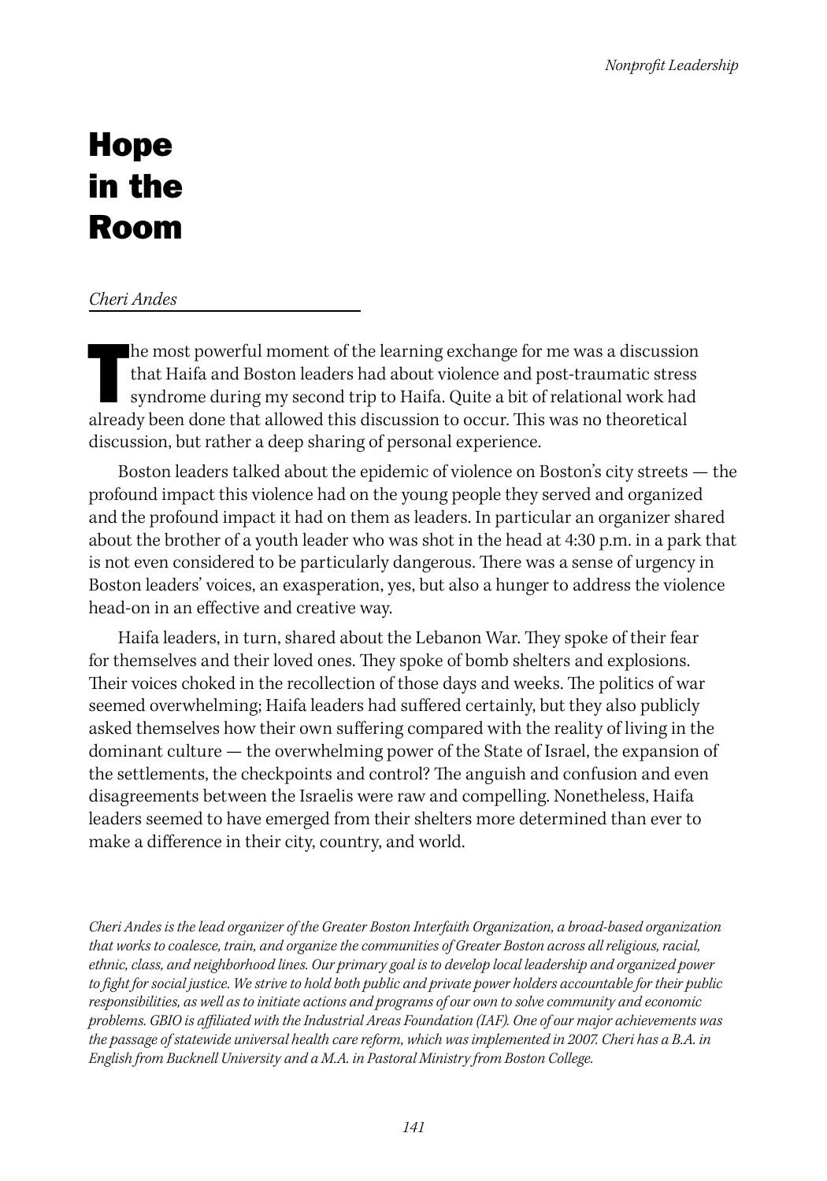# Hope in the Room

*Cheri Andes*

The most powerful moment of the learning exchange for me was a discussion that Haifa and Boston leaders had about violence and post-traumatic stress syndrome during my second trip to Haifa. Quite a bit of relational work had already been done that allowed this discussion to occur. This was no theoretical discussion, but rather a deep sharing of personal experience.

Boston leaders talked about the epidemic of violence on Boston's city streets — the profound impact this violence had on the young people they served and organized and the profound impact it had on them as leaders. In particular an organizer shared about the brother of a youth leader who was shot in the head at 4:30 p.m. in a park that is not even considered to be particularly dangerous. There was a sense of urgency in Boston leaders' voices, an exasperation, yes, but also a hunger to address the violence head-on in an effective and creative way.

Haifa leaders, in turn, shared about the Lebanon War. They spoke of their fear for themselves and their loved ones. They spoke of bomb shelters and explosions. Their voices choked in the recollection of those days and weeks. The politics of war seemed overwhelming; Haifa leaders had suffered certainly, but they also publicly asked themselves how their own suffering compared with the reality of living in the dominant culture — the overwhelming power of the State of Israel, the expansion of the settlements, the checkpoints and control? The anguish and confusion and even disagreements between the Israelis were raw and compelling. Nonetheless, Haifa leaders seemed to have emerged from their shelters more determined than ever to make a difference in their city, country, and world.

*Cheri Andes is the lead organizer of the Greater Boston Interfaith Organization, a broad-based organization that works to coalesce, train, and organize the communities of Greater Boston across all religious, racial, ethnic, class, and neighborhood lines. Our primary goal is to develop local leadership and organized power to fight for social justice. We strive to hold both public and private power holders accountable for their public responsibilities, as well as to initiate actions and programs of our own to solve community and economic problems. GBIO is affiliated with the Industrial Areas Foundation (IAF). One of our major achievements was the passage of statewide universal health care reform, which was implemented in 2007. Cheri has a B.A. in English from Bucknell University and a M.A. in Pastoral Ministry from Boston College.*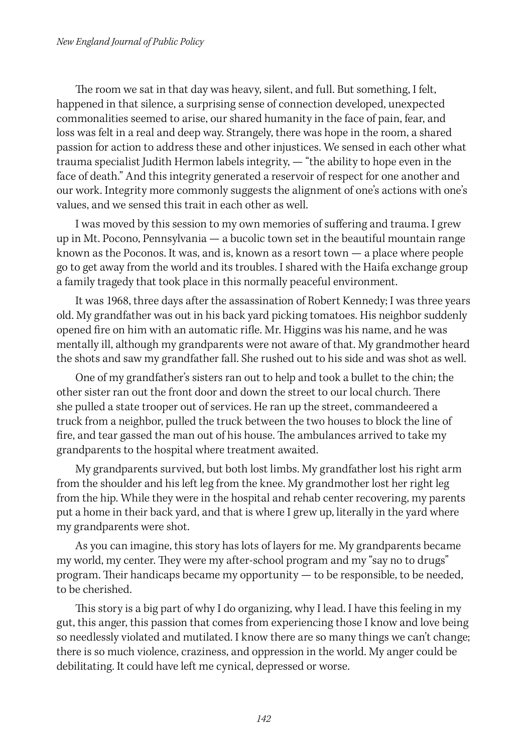The room we sat in that day was heavy, silent, and full. But something, I felt, happened in that silence, a surprising sense of connection developed, unexpected commonalities seemed to arise, our shared humanity in the face of pain, fear, and loss was felt in a real and deep way. Strangely, there was hope in the room, a shared passion for action to address these and other injustices. We sensed in each other what trauma specialist Judith Hermon labels integrity, — "the ability to hope even in the face of death." And this integrity generated a reservoir of respect for one another and our work. Integrity more commonly suggests the alignment of one's actions with one's values, and we sensed this trait in each other as well.

I was moved by this session to my own memories of suffering and trauma. I grew up in Mt. Pocono, Pennsylvania — a bucolic town set in the beautiful mountain range known as the Poconos. It was, and is, known as a resort town — a place where people go to get away from the world and its troubles. I shared with the Haifa exchange group a family tragedy that took place in this normally peaceful environment.

It was 1968, three days after the assassination of Robert Kennedy; I was three years old. My grandfather was out in his back yard picking tomatoes. His neighbor suddenly opened fire on him with an automatic rifle. Mr. Higgins was his name, and he was mentally ill, although my grandparents were not aware of that. My grandmother heard the shots and saw my grandfather fall. She rushed out to his side and was shot as well.

One of my grandfather's sisters ran out to help and took a bullet to the chin; the other sister ran out the front door and down the street to our local church. There she pulled a state trooper out of services. He ran up the street, commandeered a truck from a neighbor, pulled the truck between the two houses to block the line of fire, and tear gassed the man out of his house. The ambulances arrived to take my grandparents to the hospital where treatment awaited.

My grandparents survived, but both lost limbs. My grandfather lost his right arm from the shoulder and his left leg from the knee. My grandmother lost her right leg from the hip. While they were in the hospital and rehab center recovering, my parents put a home in their back yard, and that is where I grew up, literally in the yard where my grandparents were shot.

As you can imagine, this story has lots of layers for me. My grandparents became my world, my center. They were my after-school program and my "say no to drugs" program. Their handicaps became my opportunity — to be responsible, to be needed, to be cherished.

This story is a big part of why I do organizing, why I lead. I have this feeling in my gut, this anger, this passion that comes from experiencing those I know and love being so needlessly violated and mutilated. I know there are so many things we can't change; there is so much violence, craziness, and oppression in the world. My anger could be debilitating. It could have left me cynical, depressed or worse.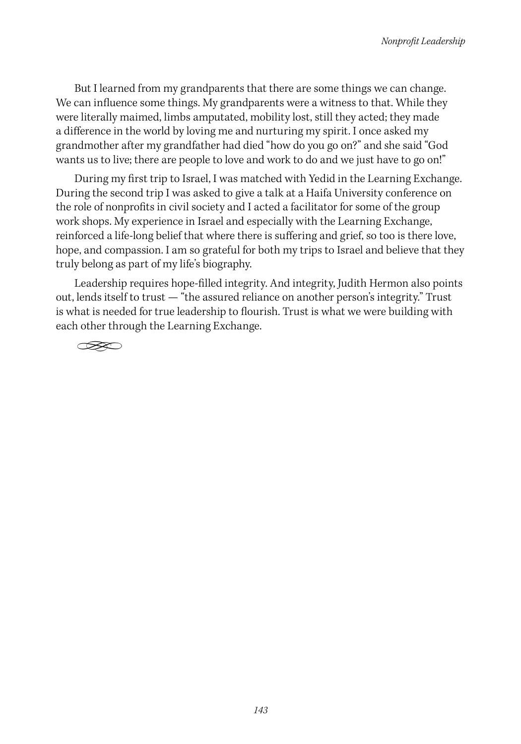But I learned from my grandparents that there are some things we can change. We can influence some things. My grandparents were a witness to that. While they were literally maimed, limbs amputated, mobility lost, still they acted; they made a difference in the world by loving me and nurturing my spirit. I once asked my grandmother after my grandfather had died "how do you go on?" and she said "God wants us to live; there are people to love and work to do and we just have to go on!"

During my first trip to Israel, I was matched with Yedid in the Learning Exchange. During the second trip I was asked to give a talk at a Haifa University conference on the role of nonprofits in civil society and I acted a facilitator for some of the group work shops. My experience in Israel and especially with the Learning Exchange, reinforced a life-long belief that where there is suffering and grief, so too is there love, hope, and compassion. I am so grateful for both my trips to Israel and believe that they truly belong as part of my life's biography.

Leadership requires hope-filled integrity. And integrity, Judith Hermon also points out, lends itself to trust — "the assured reliance on another person's integrity." Trust is what is needed for true leadership to flourish. Trust is what we were building with each other through the Learning Exchange.